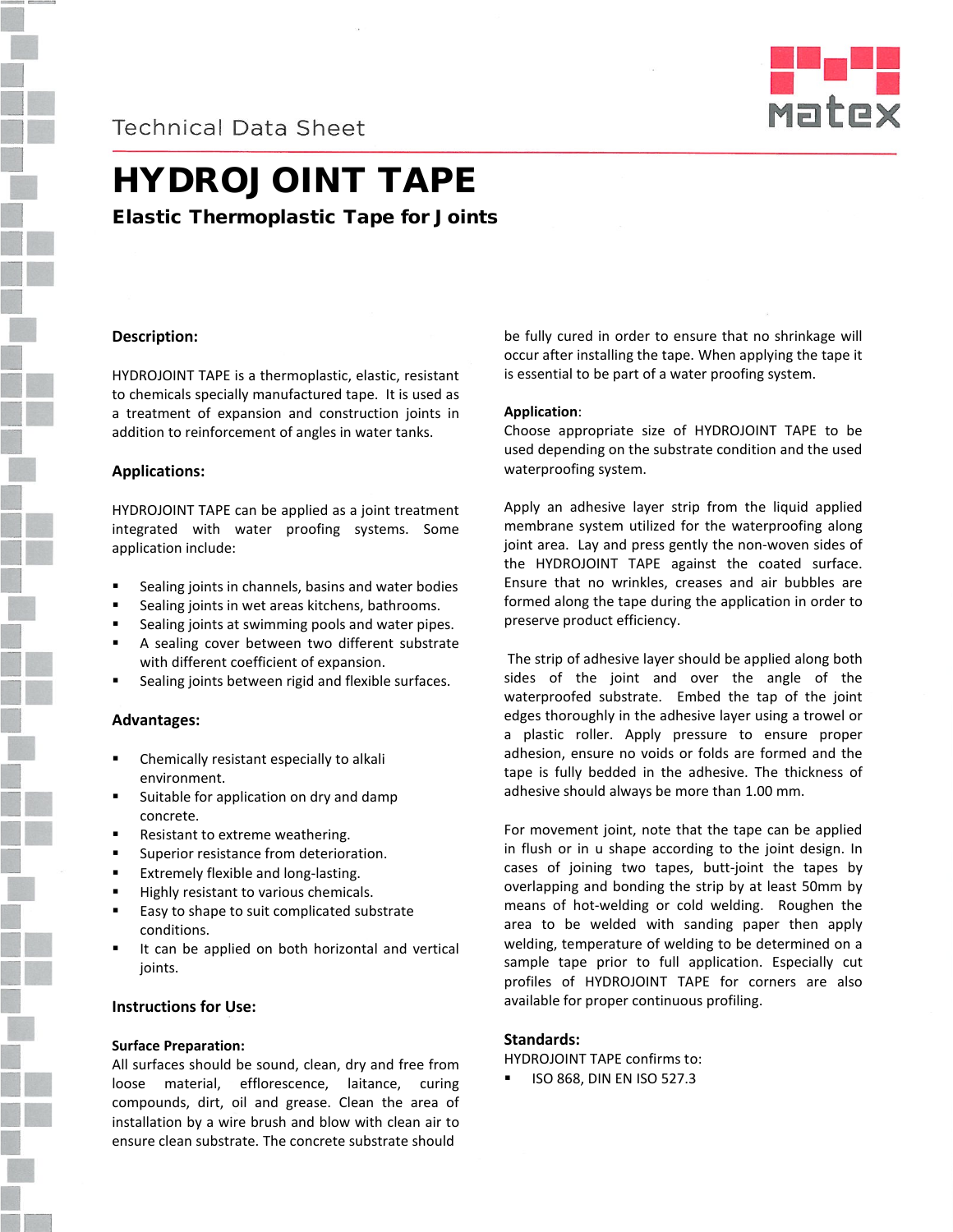Technical Data Sheet

# HYDROJOINT TAPE

## Elastic Thermoplastic Tape for Joints

### Description:

HYDROJOINT TAPE is a thermoplastic, elastic, resistant to chemicals specially manufactured tape. It is used as a treatment of expansion and construction joints in addition to reinforcement of angles in water tanks.

### Applications:

HYDROJOINT TAPE can be applied as a joint treatment integrated with water proofing systems. Some application include:

- Sealing joints in channels, basins and water bodies
- Sealing joints in wet areas kitchens, bathrooms.
- Sealing joints at swimming pools and water pipes.
- A sealing cover between two different substrate with different coefficient of expansion.
- Sealing joints between rigid and flexible surfaces.

### Advantages:

- Chemically resistant especially to alkali environment.
- Suitable for application on dry and damp concrete.
- Resistant to extreme weathering.
- Superior resistance from deterioration.
- Extremely flexible and long-lasting.
- Highly resistant to various chemicals.
- Easy to shape to suit complicated substrate conditions.
- It can be applied on both horizontal and vertical joints.

### Instructions for Use:

**Surface Preparation:**

All surfaces should be sound, clean, dry and free from loose material, efflorescence, laitance, curing compounds, dirt, oil and grease. Clean the area of installation by a wire brush and blow with clean air to ensure clean substrate. The concrete substrate should be fully cured in order to ensure that no shrinkage will occur after installing the tape. When applying the tape it is essential to be part of a water proofing system.

**Application**:

Choose appropriate size of HYDROJOINT TAPE to be used depending on the substrate condition and the used waterproofing system.

Apply an adhesive layer strip from the liquid applied membrane system utilized for the waterproofing along joint area. Lay and press gently the non-woven sides of the HYDROJOINT TAPE against the coated surface. Ensure that no wrinkles, creases and air bubbles are formed along the tape during the application in order to preserve product efficiency.

The strip of adhesive layer should be applied along both sides of the joint and over the angle of the waterproofed substrate. Embed the tap of the joint edges thoroughly in the adhesive layer using a trowel or a plastic roller. Apply pressure to ensure proper adhesion, ensure no voids or folds are formed and the tape is fully bedded in the adhesive. The thickness of adhesive should always be more than 1.00 mm.

For movement joint, note that the tape can be applied in flush or in u shape according to the joint design. In cases of joining two tapes, butt-joint the tapes by overlapping and bonding the strip by at least 50mm by means of hot-welding or cold welding. Roughen the area to be welded with sanding paper then apply welding, temperature of welding to be determined on a sample tape prior to full application. Especially cut profiles of HYDROJOINT TAPE for corners are also available for proper continuous profiling.

### Standards:

HYDROJOINT TAPE confirms to:

- ISO 868, DIN EN ISO 527.3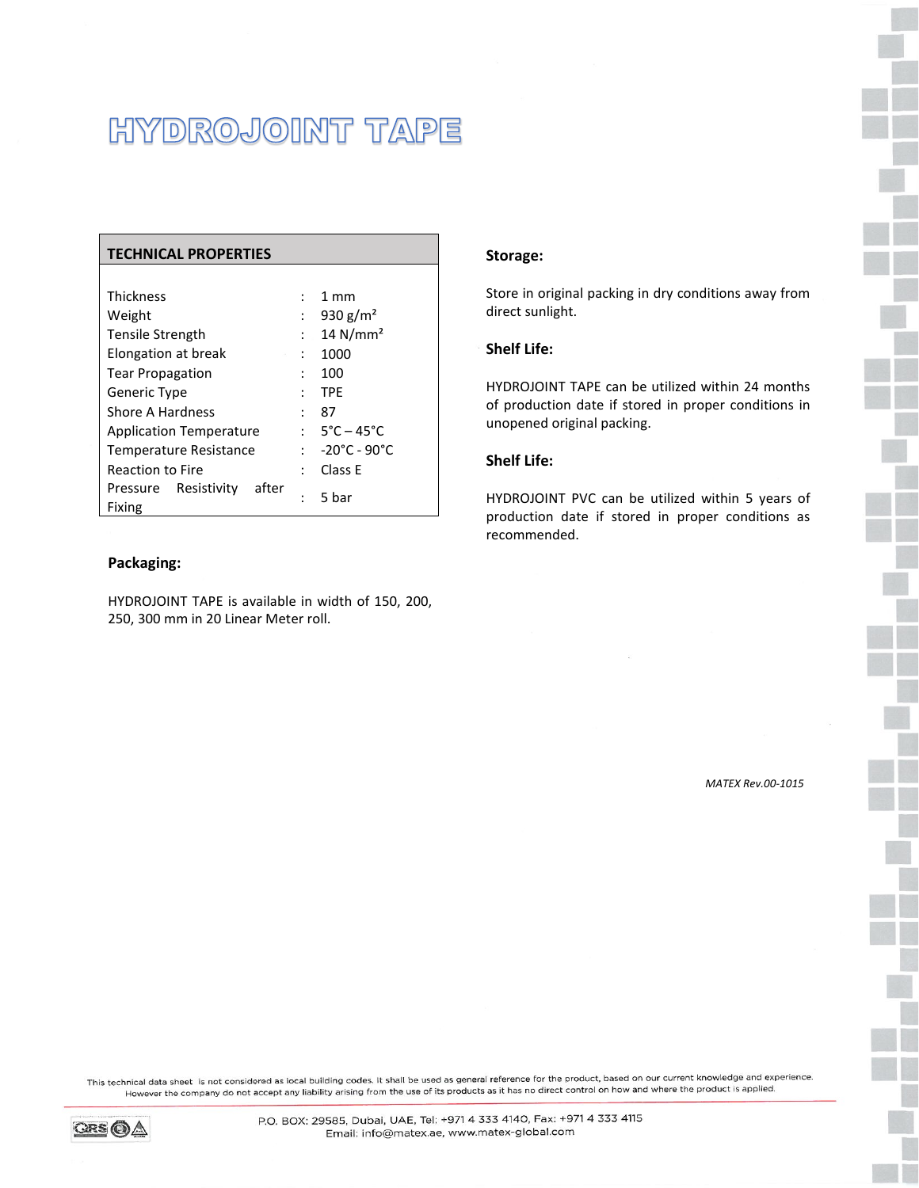# HYDROJOINT TAPE

| TECHNICAL PROPERTIES | | |
|---|---|---|
| Thickness | : | 1 mm |
| Weight | : | 930 g/m² |
| Tensile Strength | : | 14 N/mm² |
| Elongation at break | : | 1000 |
| Tear Propagation | : | 100 |
| Generic Type | : | TPE |
| Shore A Hardness | : | 87 |
| Application Temperature | : | 5°C – 45°C |
| Temperature Resistance | : | -20°C - 90°C |
| Reaction to Fire | : | Class E |
| Pressure Resistivity after Fixing | : | 5 bar |

**Packaging:**

HYDROJOINT TAPE is available in width of 150, 200, 250, 300 mm in 20 Linear Meter roll.

**Storage:**

Store in original packing in dry conditions away from direct sunlight.

**Shelf Life:**

HYDROJOINT TAPE can be utilized within 24 months of production date if stored in proper conditions in unopened original packing.

**Shelf Life:**

HYDROJOINT PVC can be utilized within 5 years of production date if stored in proper conditions as recommended.

*MATEX Rev.00-1015*

This technical data sheet is not considered as local building codes. It shall be used as general reference for the product, based on our current knowledge and experience. However the company do not accept any liability arising from the use of its products as it has no direct control on how and where the product is applied.

P.O. BOX: 29585, Dubai, UAE, Tel: +971 4 333 4140, Fax: +971 4 333 4115
Email: info@matex.ae, www.matex-global.com